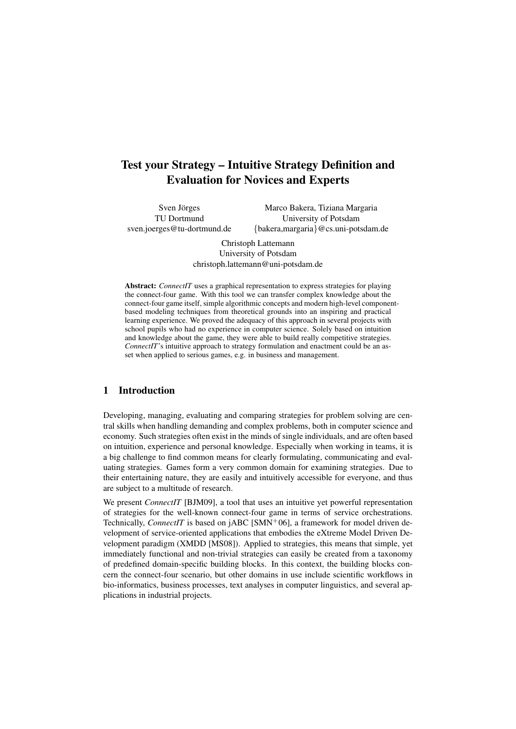# Test your Strategy – Intuitive Strategy Definition and Evaluation for Novices and Experts

Sven Jörges
TU Dortmund
sven.joerges@tu-dortmund.de

Marco Bakera, Tiziana Margaria
University of Potsdam
{bakera,margaria}@cs.uni-potsdam.de

Christoph Lattemann
University of Potsdam
christoph.lattemann@uni-potsdam.de

**Abstract:** *ConnectIT* uses a graphical representation to express strategies for playing the connect-four game. With this tool we can transfer complex knowledge about the connect-four game itself, simple algorithmic concepts and modern high-level component-based modeling techniques from theoretical grounds into an inspiring and practical learning experience. We proved the adequacy of this approach in several projects with school pupils who had no experience in computer science. Solely based on intuition and knowledge about the game, they were able to build really competitive strategies. *ConnectIT*'s intuitive approach to strategy formulation and enactment could be an asset when applied to serious games, e.g. in business and management.

## 1 Introduction

Developing, managing, evaluating and comparing strategies for problem solving are central skills when handling demanding and complex problems, both in computer science and economy. Such strategies often exist in the minds of single individuals, and are often based on intuition, experience and personal knowledge. Especially when working in teams, it is a big challenge to find common means for clearly formulating, communicating and evaluating strategies. Games form a very common domain for examining strategies. Due to their entertaining nature, they are easily and intuitively accessible for everyone, and thus are subject to a multitude of research.

We present *ConnectIT* [BJM09], a tool that uses an intuitive yet powerful representation of strategies for the well-known connect-four game in terms of service orchestrations. Technically, *ConnectIT* is based on jABC [SMN$^{+}$06], a framework for model driven development of service-oriented applications that embodies the eXtreme Model Driven Development paradigm (XMDD [MS08]). Applied to strategies, this means that simple, yet immediately functional and non-trivial strategies can easily be created from a taxonomy of predefined domain-specific building blocks. In this context, the building blocks concern the connect-four scenario, but other domains in use include scientific workflows in bio-informatics, business processes, text analyses in computer linguistics, and several applications in industrial projects.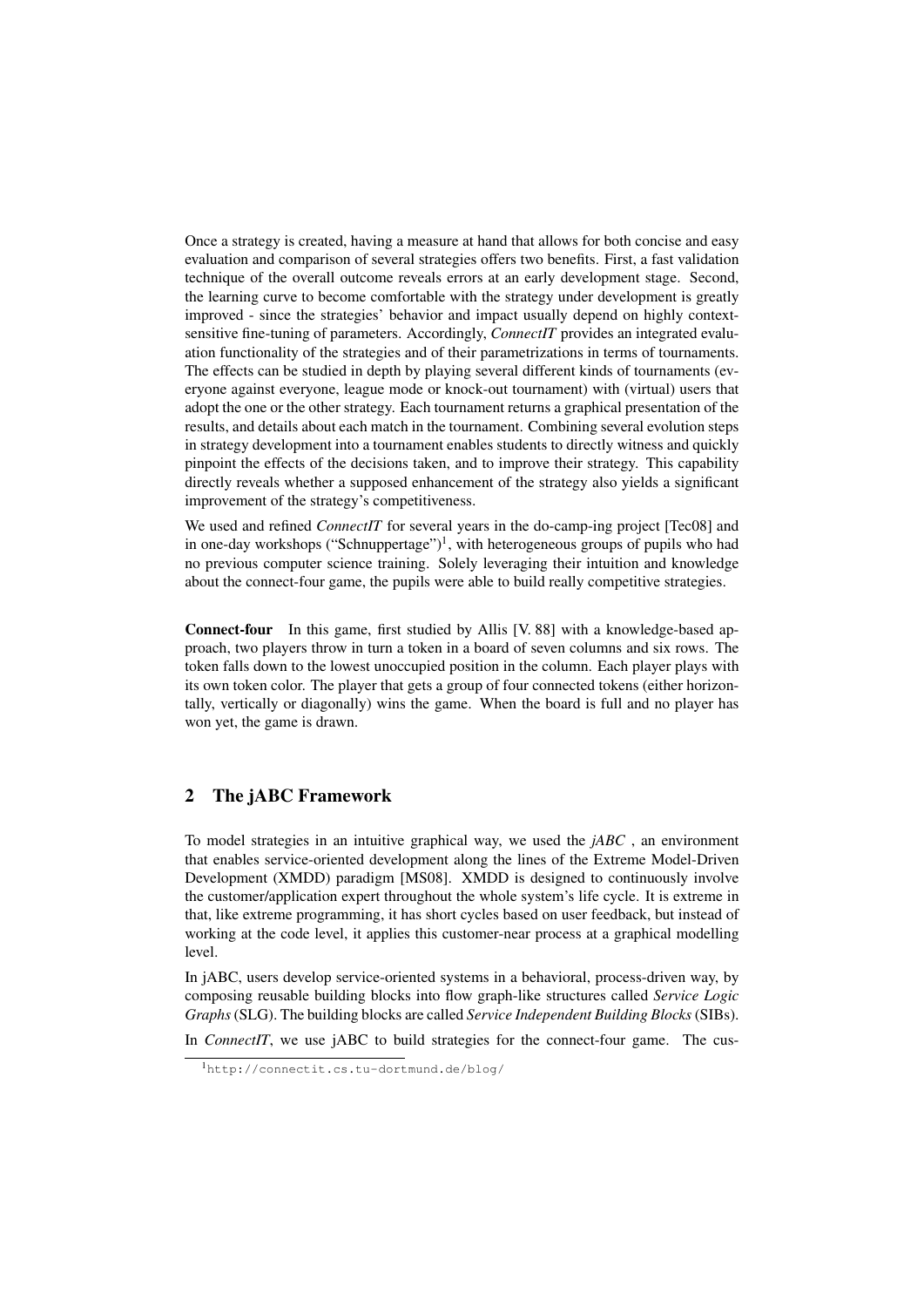Once a strategy is created, having a measure at hand that allows for both concise and easy evaluation and comparison of several strategies offers two benefits. First, a fast validation technique of the overall outcome reveals errors at an early development stage. Second, the learning curve to become comfortable with the strategy under development is greatly improved - since the strategies' behavior and impact usually depend on highly context-sensitive fine-tuning of parameters. Accordingly, *ConnectIT* provides an integrated evaluation functionality of the strategies and of their parametrizations in terms of tournaments. The effects can be studied in depth by playing several different kinds of tournaments (everyone against everyone, league mode or knock-out tournament) with (virtual) users that adopt the one or the other strategy. Each tournament returns a graphical presentation of the results, and details about each match in the tournament. Combining several evolution steps in strategy development into a tournament enables students to directly witness and quickly pinpoint the effects of the decisions taken, and to improve their strategy. This capability directly reveals whether a supposed enhancement of the strategy also yields a significant improvement of the strategy's competitiveness.

We used and refined *ConnectIT* for several years in the do-camp-ing project [Tec08] and in one-day workshops ("Schnuppertage")[1], with heterogeneous groups of pupils who had no previous computer science training. Solely leveraging their intuition and knowledge about the connect-four game, the pupils were able to build really competitive strategies.

**Connect-four** In this game, first studied by Allis [V. 88] with a knowledge-based approach, two players throw in turn a token in a board of seven columns and six rows. The token falls down to the lowest unoccupied position in the column. Each player plays with its own token color. The player that gets a group of four connected tokens (either horizontally, vertically or diagonally) wins the game. When the board is full and no player has won yet, the game is drawn.

## 2 The jABC Framework

To model strategies in an intuitive graphical way, we used the *jABC* , an environment that enables service-oriented development along the lines of the Extreme Model-Driven Development (XMDD) paradigm [MS08]. XMDD is designed to continuously involve the customer/application expert throughout the whole system's life cycle. It is extreme in that, like extreme programming, it has short cycles based on user feedback, but instead of working at the code level, it applies this customer-near process at a graphical modelling level.

In jABC, users develop service-oriented systems in a behavioral, process-driven way, by composing reusable building blocks into flow graph-like structures called *Service Logic Graphs* (SLG). The building blocks are called *Service Independent Building Blocks* (SIBs).

In *ConnectIT*, we use jABC to build strategies for the connect-four game. The cus-

[1] http://connectit.cs.tu-dortmund.de/blog/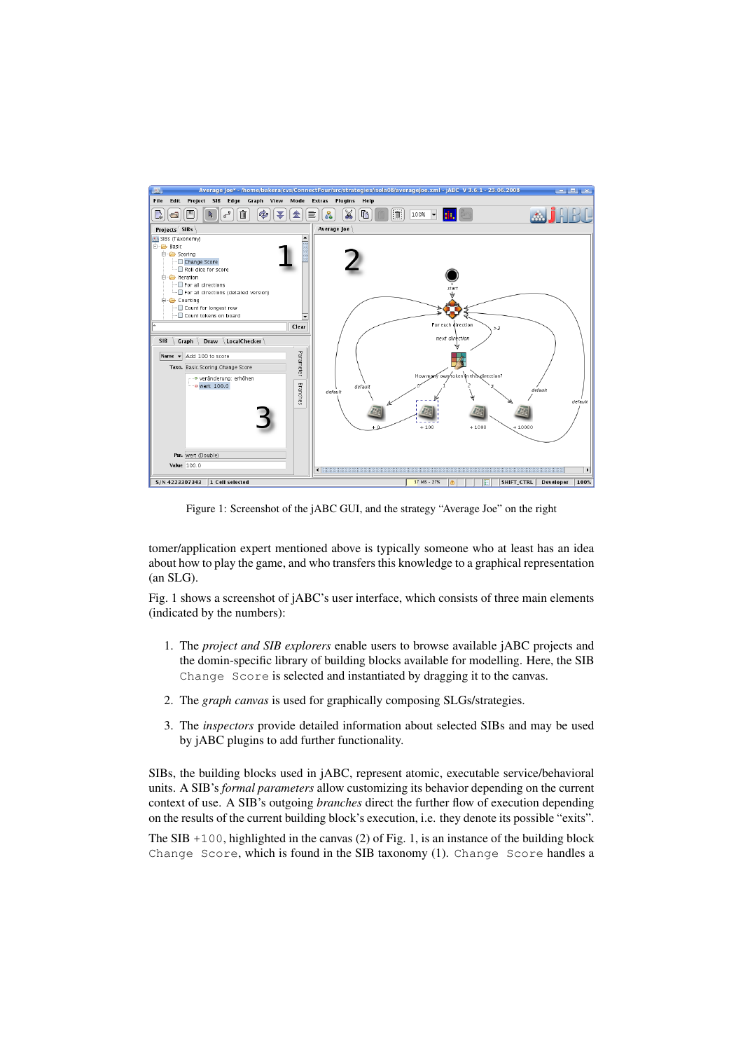Figure 1: Screenshot of the jABC GUI, and the strategy “Average Joe” on the right

tomer/application expert mentioned above is typically someone who at least has an idea about how to play the game, and who transfers this knowledge to a graphical representation (an SLG).

Fig. 1 shows a screenshot of jABC’s user interface, which consists of three main elements (indicated by the numbers):

1. The *project and SIB explorers* enable users to browse available jABC projects and the domin-specific library of building blocks available for modelling. Here, the SIB `Change Score` is selected and instantiated by dragging it to the canvas.
2. The *graph canvas* is used for graphically composing SLGs/strategies.
3. The *inspectors* provide detailed information about selected SIBs and may be used by jABC plugins to add further functionality.

SIBs, the building blocks used in jABC, represent atomic, executable service/behavioral units. A SIB’s *formal parameters* allow customizing its behavior depending on the current context of use. A SIB’s outgoing *branches* direct the further flow of execution depending on the results of the current building block’s execution, i.e. they denote its possible “exits”.

The SIB `+100`, highlighted in the canvas (2) of Fig. 1, is an instance of the building block `Change Score`, which is found in the SIB taxonomy (1). `Change Score` handles a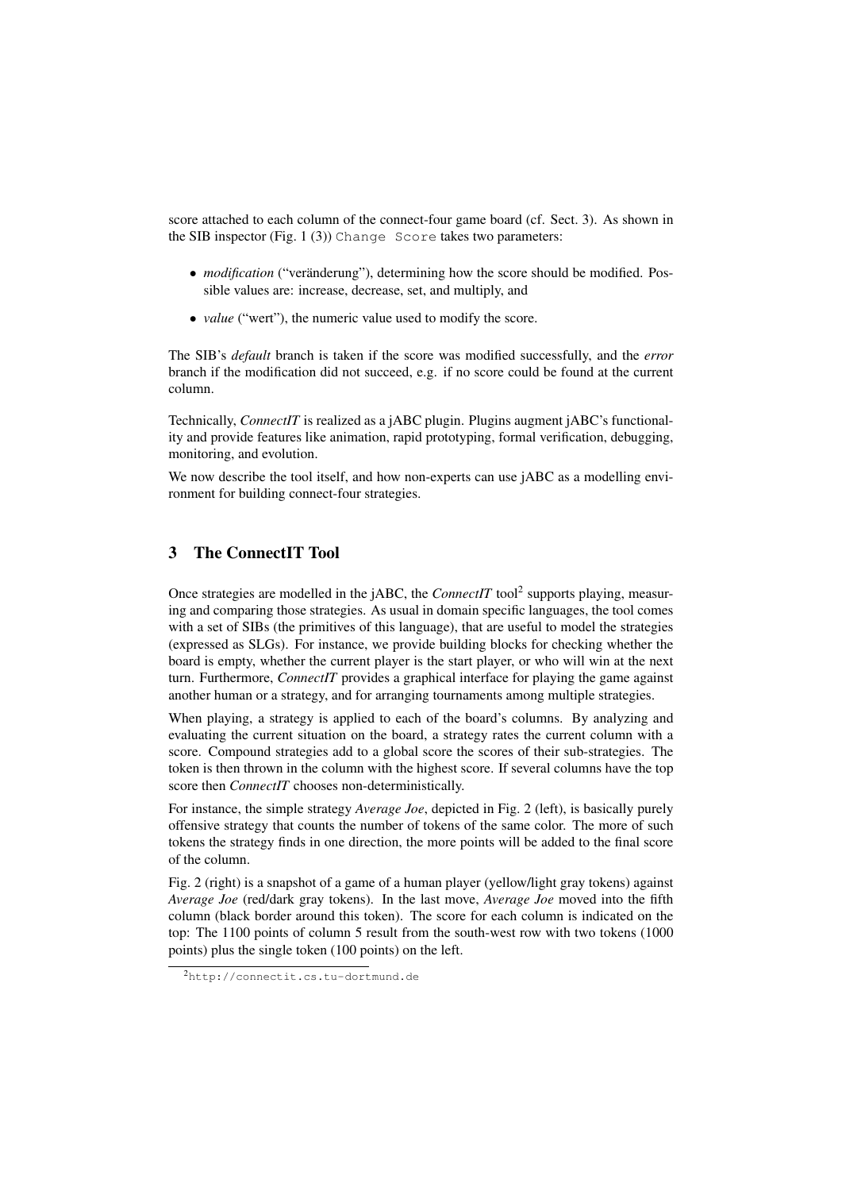score attached to each column of the connect-four game board (cf. Sect. 3). As shown in the SIB inspector (Fig. 1 (3)) `Change Score` takes two parameters:

- *modification* ("veränderung"), determining how the score should be modified. Possible values are: increase, decrease, set, and multiply, and
- *value* ("wert"), the numeric value used to modify the score.

The SIB's *default* branch is taken if the score was modified successfully, and the *error* branch if the modification did not succeed, e.g. if no score could be found at the current column.

Technically, *ConnectIT* is realized as a jABC plugin. Plugins augment jABC's functionality and provide features like animation, rapid prototyping, formal verification, debugging, monitoring, and evolution.

We now describe the tool itself, and how non-experts can use jABC as a modelling environment for building connect-four strategies.

## 3 The ConnectIT Tool

Once strategies are modelled in the jABC, the *ConnectIT* tool[2] supports playing, measuring and comparing those strategies. As usual in domain specific languages, the tool comes with a set of SIBs (the primitives of this language), that are useful to model the strategies (expressed as SLGs). For instance, we provide building blocks for checking whether the board is empty, whether the current player is the start player, or who will win at the next turn. Furthermore, *ConnectIT* provides a graphical interface for playing the game against another human or a strategy, and for arranging tournaments among multiple strategies.

When playing, a strategy is applied to each of the board's columns. By analyzing and evaluating the current situation on the board, a strategy rates the current column with a score. Compound strategies add to a global score the scores of their sub-strategies. The token is then thrown in the column with the highest score. If several columns have the top score then *ConnectIT* chooses non-deterministically.

For instance, the simple strategy *Average Joe*, depicted in Fig. 2 (left), is basically purely offensive strategy that counts the number of tokens of the same color. The more of such tokens the strategy finds in one direction, the more points will be added to the final score of the column.

Fig. 2 (right) is a snapshot of a game of a human player (yellow/light gray tokens) against *Average Joe* (red/dark gray tokens). In the last move, *Average Joe* moved into the fifth column (black border around this token). The score for each columns is indicated on the top: The 1100 points of column 5 result from the south-west row with two tokens (1000 points) plus the single token (100 points) on the left.

[2] http://connectit.cs.tu-dortmund.de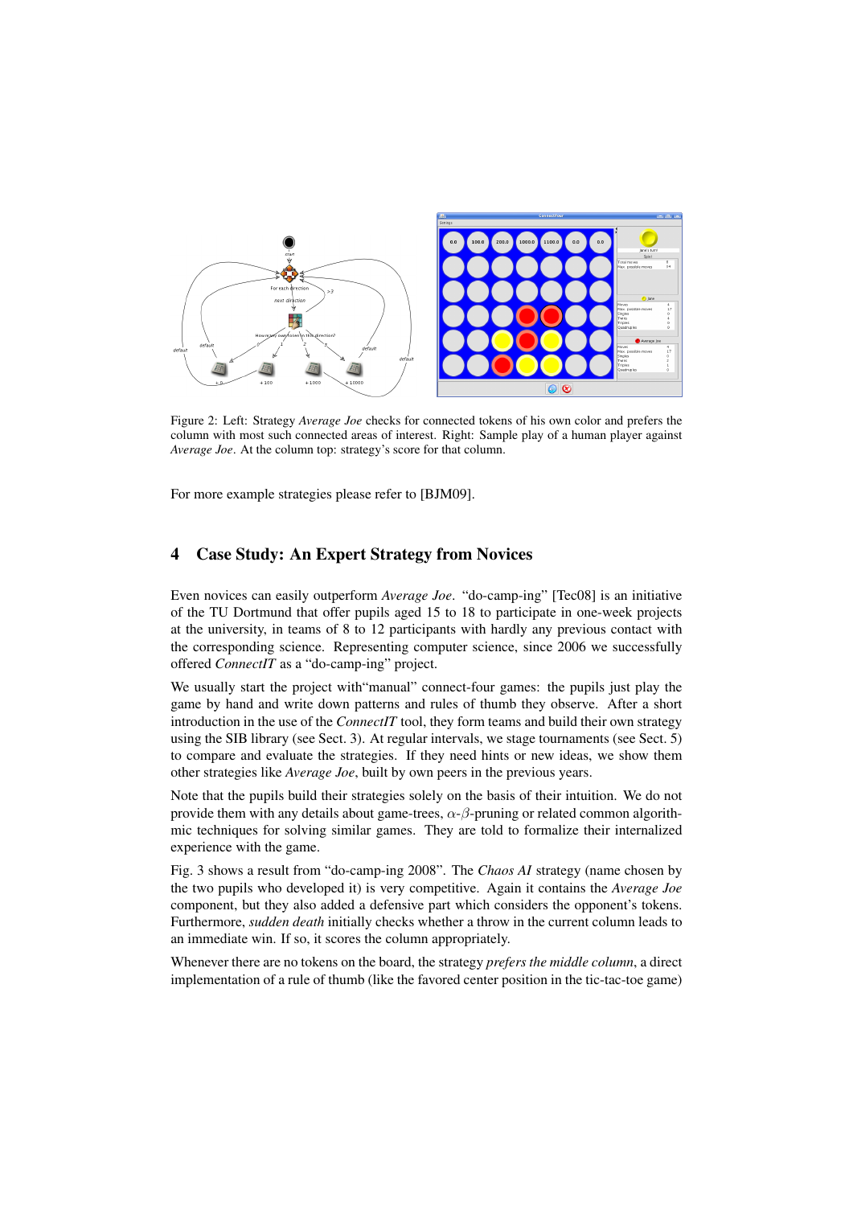Figure 2: Left: Strategy *Average Joe* checks for connected tokens of his own color and prefers the column with most such connected areas of interest. Right: Sample play of a human player against *Average Joe*. At the column top: strategy's score for that column.

For more example strategies please refer to [BJM09].

## 4 Case Study: An Expert Strategy from Novices

Even novices can easily outperform *Average Joe*. "do-camp-ing" [Tec08] is an initiative of the TU Dortmund that offer pupils aged 15 to 18 to participate in one-week projects at the university, in teams of 8 to 12 participants with hardly any previous contact with the corresponding science. Representing computer science, since 2006 we successfully offered *ConnectIT* as a "do-camp-ing" project.

We usually start the project with"manual" connect-four games: the pupils just play the game by hand and write down patterns and rules of thumb they observe. After a short introduction in the use of the *ConnectIT* tool, they form teams and build their own strategy using the SIB library (see Sect. 3). At regular intervals, we stage tournaments (see Sect. 5) to compare and evaluate the strategies. If they need hints or new ideas, we show them other strategies like *Average Joe*, built by own peers in the previous years.

Note that the pupils build their strategies solely on the basis of their intuition. We do not provide them with any details about game-trees, $\alpha$-$\beta$-pruning or related common algorithmic techniques for solving similar games. They are told to formalize their internalized experience with the game.

Fig. 3 shows a result from "do-camp-ing 2008". The *Chaos AI* strategy (name chosen by the two pupils who developed it) is very competitive. Again it contains the *Average Joe* component, but they also added a defensive part which considers the opponent's tokens. Furthermore, *sudden death* initially checks whether a throw in the current column leads to an immediate win. If so, it scores the column appropriately.

Whenever there are no tokens on the board, the strategy *prefers the middle column*, a direct implementation of a rule of thumb (like the favored center position in the tic-tac-toe game)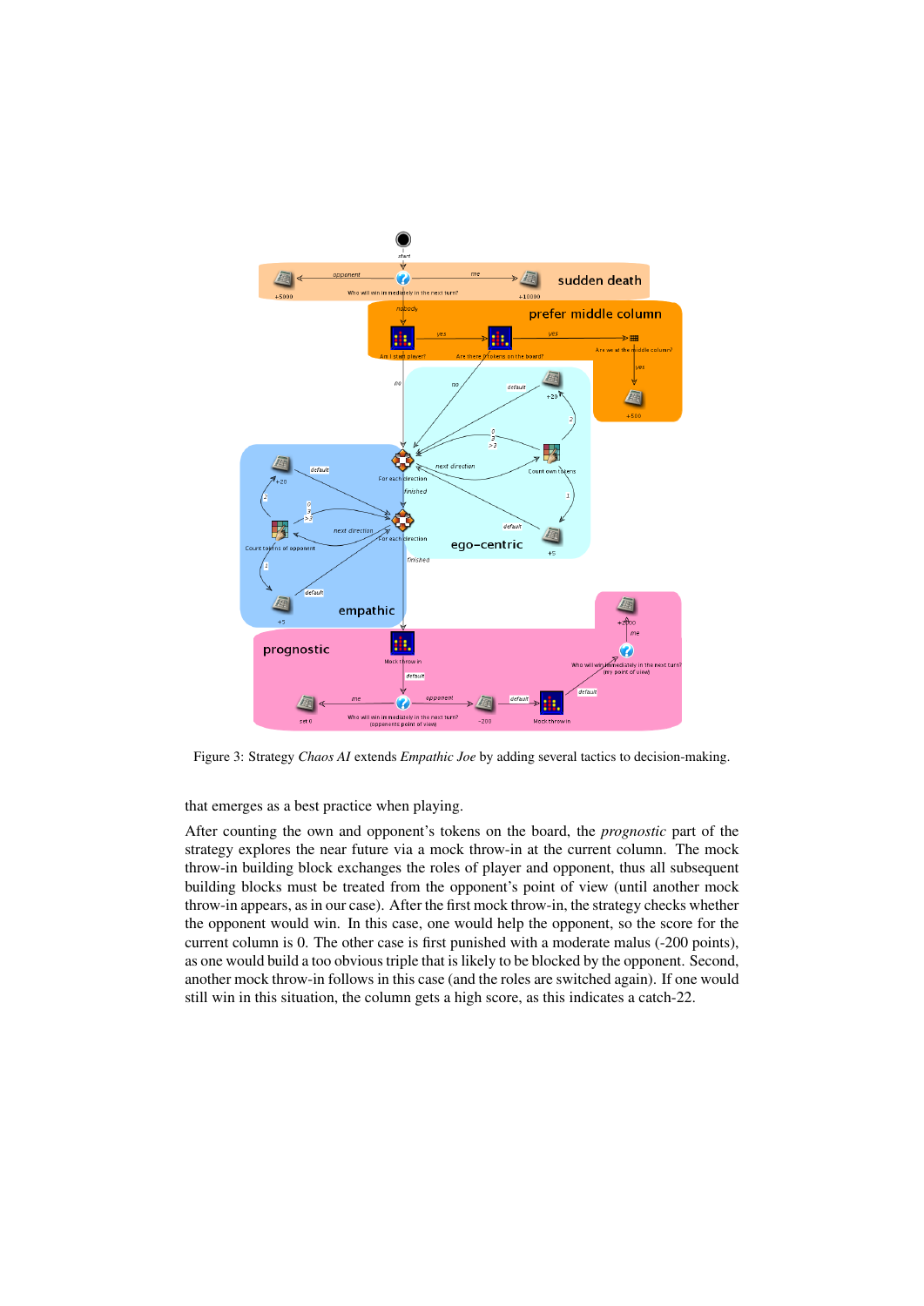Figure 3: Strategy *Chaos AI* extends *Empathic Joe* by adding several tactics to decision-making.

that emerges as a best practice when playing.

After counting the own and opponent's tokens on the board, the *prognostic* part of the strategy explores the near future via a mock throw-in at the current column. The mock throw-in building block exchanges the roles of player and opponent, thus all subsequent building blocks must be treated from the opponent's point of view (until another mock throw-in appears, as in our case). After the first mock throw-in, the strategy checks whether the opponent would win. In this case, one would help the opponent, so the score for the current column is 0. The other case is first punished with a moderate malus (-200 points), as one would build a too obvious triple that is likely to be blocked by the opponent. Second, another mock throw-in follows in this case (and the roles are switched again). If one would still win in this situation, the column gets a high score, as this indicates a catch-22.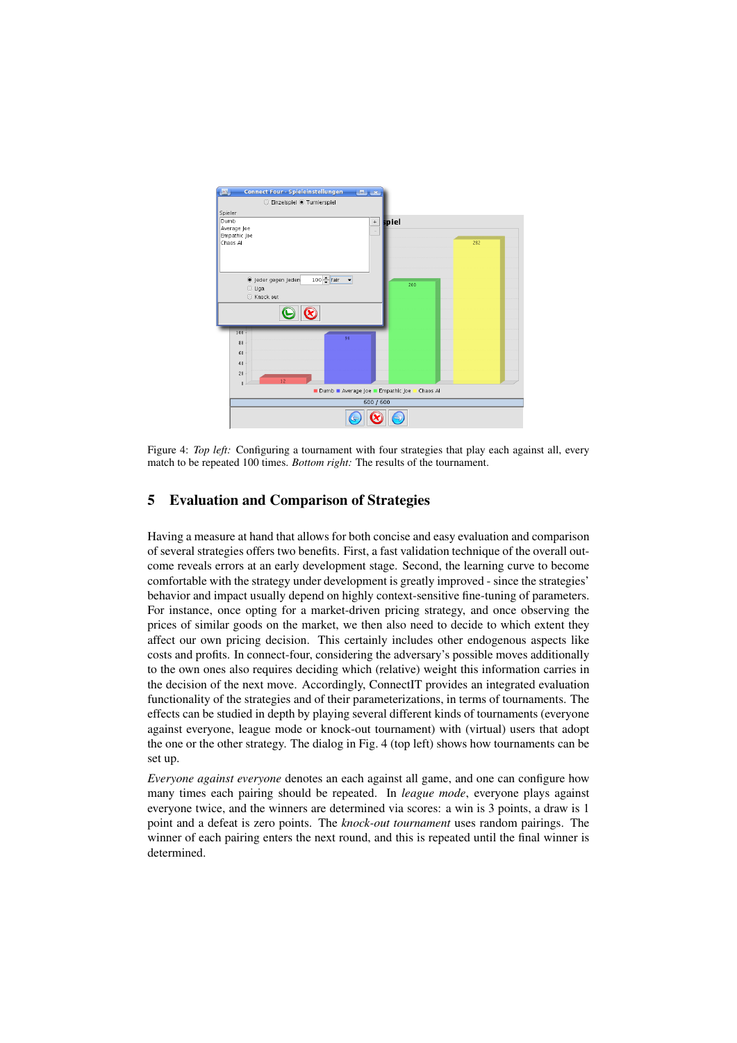Figure 4: *Top left:* Configuring a tournament with four strategies that play each against all, every match to be repeated 100 times. *Bottom right:* The results of the tournament.

## 5 Evaluation and Comparison of Strategies

Having a measure at hand that allows for both concise and easy evaluation and comparison of several strategies offers two benefits. First, a fast validation technique of the overall outcome reveals errors at an early development stage. Second, the learning curve to become comfortable with the strategy under development is greatly improved - since the strategies' behavior and impact usually depend on highly context-sensitive fine-tuning of parameters. For instance, once opting for a market-driven pricing strategy, and once observing the prices of similar goods on the market, we then also need to decide to which extent they affect our own pricing decision. This certainly includes other endogenous aspects like costs and profits. In connect-four, considering the adversary's possible moves additionally to the own ones also requires deciding which (relative) weight this information carries in the decision of the next move. Accordingly, ConnectIT provides an integrated evaluation functionality of the strategies and of their parameterizations, in terms of tournaments. The effects can be studied in depth by playing several different kinds of tournaments (everyone against everyone, league mode or knock-out tournament) with (virtual) users that adopt the one or the other strategy. The dialog in Fig. 4 (top left) shows how tournaments can be set up.

*Everyone against everyone* denotes an each against all game, and one can configure how many times each pairing should be repeated. In *league mode*, everyone plays against everyone twice, and the winners are determined via scores: a win is 3 points, a draw is 1 point and a defeat is zero points. The *knock-out tournament* uses random pairings. The winner of each pairing enters the next round, and this is repeated until the final winner is determined.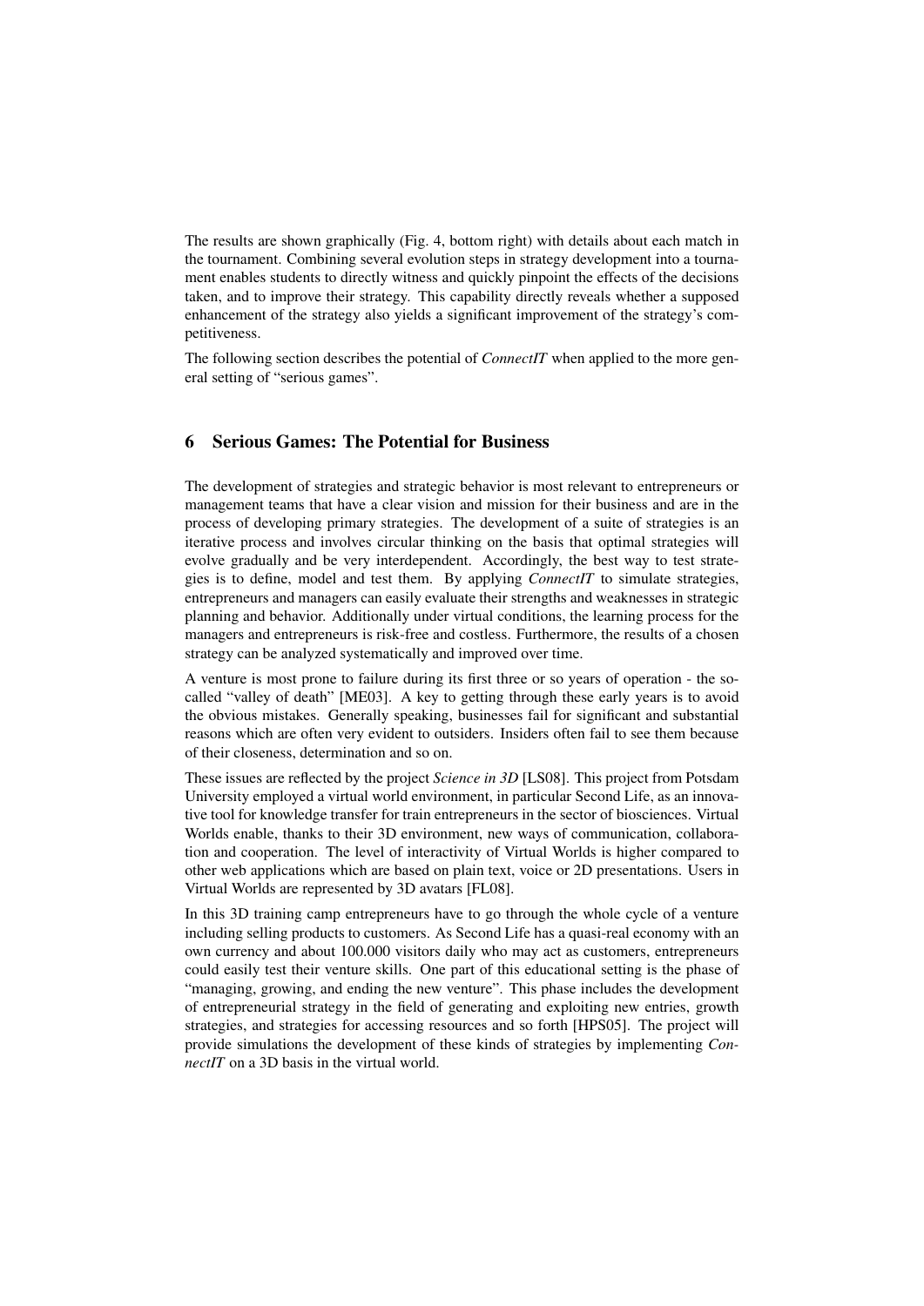The results are shown graphically (Fig. 4, bottom right) with details about each match in the tournament. Combining several evolution steps in strategy development into a tournament enables students to directly witness and quickly pinpoint the effects of the decisions taken, and to improve their strategy. This capability directly reveals whether a supposed enhancement of the strategy also yields a significant improvement of the strategy's competitiveness.

The following section describes the potential of *ConnectIT* when applied to the more general setting of "serious games".

## 6 Serious Games: The Potential for Business

The development of strategies and strategic behavior is most relevant to entrepreneurs or management teams that have a clear vision and mission for their business and are in the process of developing primary strategies. The development of a suite of strategies is an iterative process and involves circular thinking on the basis that optimal strategies will evolve gradually and be very interdependent. Accordingly, the best way to test strategies is to define, model and test them. By applying *ConnectIT* to simulate strategies, entrepreneurs and managers can easily evaluate their strengths and weaknesses in strategic planning and behavior. Additionally under virtual conditions, the learning process for the managers and entrepreneurs is risk-free and costless. Furthermore, the results of a chosen strategy can be analyzed systematically and improved over time.

A venture is most prone to failure during its first three or so years of operation - the so-called "valley of death" [ME03]. A key to getting through these early years is to avoid the obvious mistakes. Generally speaking, businesses fail for significant and substantial reasons which are often very evident to outsiders. Insiders often fail to see them because of their closeness, determination and so on.

These issues are reflected by the project *Science in 3D* [LS08]. This project from Potsdam University employed a virtual world environment, in particular Second Life, as an innovative tool for knowledge transfer for train entrepreneurs in the sector of biosciences. Virtual Worlds enable, thanks to their 3D environment, new ways of communication, collaboration and cooperation. The level of interactivity of Virtual Worlds is higher compared to other web applications which are based on plain text, voice or 2D presentations. Users in Virtual Worlds are represented by 3D avatars [FL08].

In this 3D training camp entrepreneurs have to go through the whole cycle of a venture including selling products to customers. As Second Life has a quasi-real economy with an own currency and about 100.000 visitors daily who may act as customers, entrepreneurs could easily test their venture skills. One part of this educational setting is the phase of "managing, growing, and ending the new venture". This phase includes the development of entrepreneurial strategy in the field of generating and exploiting new entries, growth strategies, and strategies for accessing resources and so forth [HPS05]. The project will provide simulations the development of these kinds of strategies by implementing *ConnectIT* on a 3D basis in the virtual world.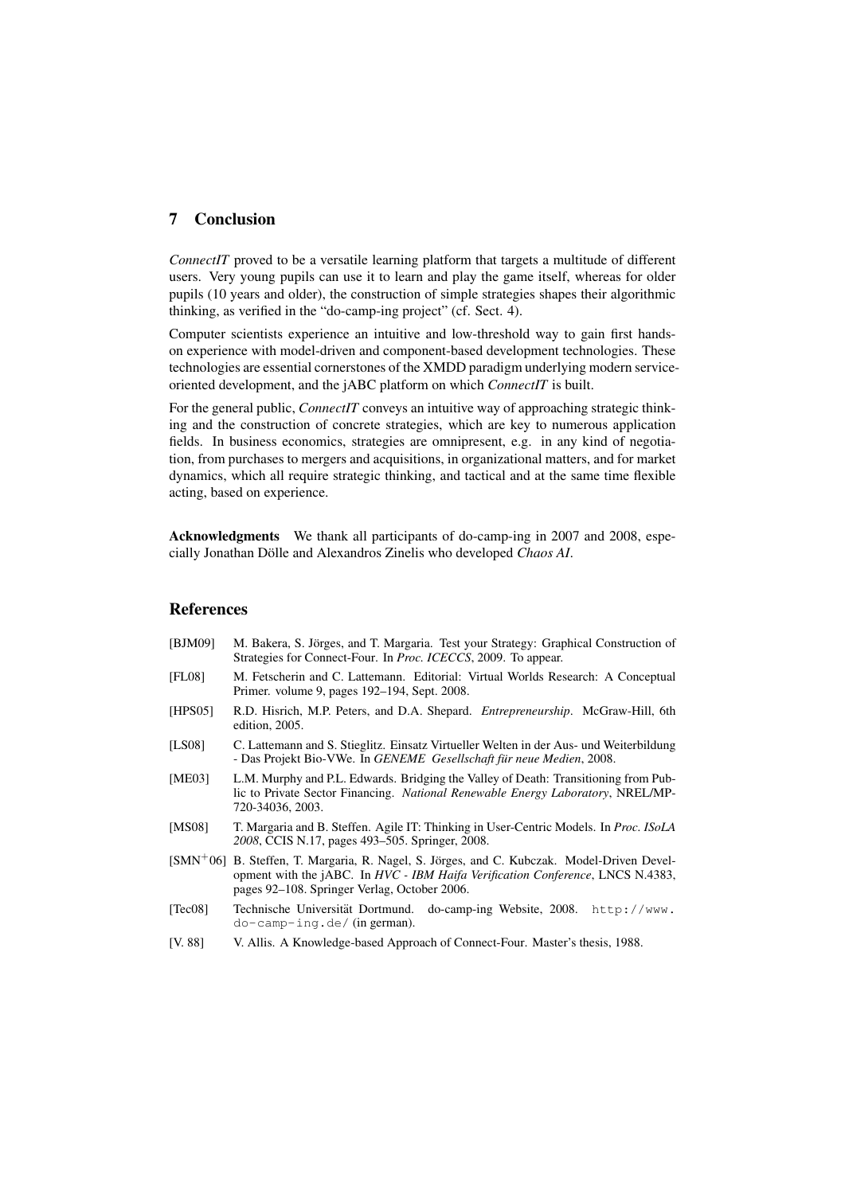## 7 Conclusion

*ConnectIT* proved to be a versatile learning platform that targets a multitude of different users. Very young pupils can use it to learn and play the game itself, whereas for older pupils (10 years and older), the construction of simple strategies shapes their algorithmic thinking, as verified in the "do-camp-ing project" (cf. Sect. 4).

Computer scientists experience an intuitive and low-threshold way to gain first hands-on experience with model-driven and component-based development technologies. These technologies are essential cornerstones of the XMDD paradigm underlying modern service-oriented development, and the jABC platform on which *ConnectIT* is built.

For the general public, *ConnectIT* conveys an intuitive way of approaching strategic thinking and the construction of concrete strategies, which are key to numerous application fields. In business economics, strategies are omnipresent, e.g. in any kind of negotiation, from purchases to mergers and acquisitions, in organizational matters, and for market dynamics, which all require strategic thinking, and tactical and at the same time flexible acting, based on experience.

**Acknowledgments** We thank all participants of do-camp-ing in 2007 and 2008, especially Jonathan Dölle and Alexandros Zinelis who developed *Chaos AI*.

## References

[BJM09] M. Bakera, S. Jörges, and T. Margaria. Test your Strategy: Graphical Construction of Strategies for Connect-Four. In *Proc. ICECCS*, 2009. To appear.

[FL08] M. Fetscherin and C. Lattemann. Editorial: Virtual Worlds Research: A Conceptual Primer. volume 9, pages 192–194, Sept. 2008.

[HPS05] R.D. Hisrich, M.P. Peters, and D.A. Shepard. *Entrepreneurship*. McGraw-Hill, 6th edition, 2005.

[LS08] C. Lattemann and S. Stieglitz. Einsatz Virtueller Welten in der Aus- und Weiterbildung - Das Projekt Bio-VWe. In *GENEME Gesellschaft für neue Medien*, 2008.

[ME03] L.M. Murphy and P.L. Edwards. Bridging the Valley of Death: Transitioning from Public to Private Sector Financing. *National Renewable Energy Laboratory*, NREL/MP-720-34036, 2003.

[MS08] T. Margaria and B. Steffen. Agile IT: Thinking in User-Centric Models. In *Proc. ISoLA 2008*, CCIS N.17, pages 493–505. Springer, 2008.

[SMN+06] B. Steffen, T. Margaria, R. Nagel, S. Jörges, and C. Kubczak. Model-Driven Development with the jABC. In *HVC - IBM Haifa Verification Conference*, LNCS N.4383, pages 92–108. Springer Verlag, October 2006.

[Tec08] Technische Universität Dortmund. do-camp-ing Website, 2008. `http://www.do-camp-ing.de/` (in german).

[V. 88] V. Allis. A Knowledge-based Approach of Connect-Four. Master's thesis, 1988.